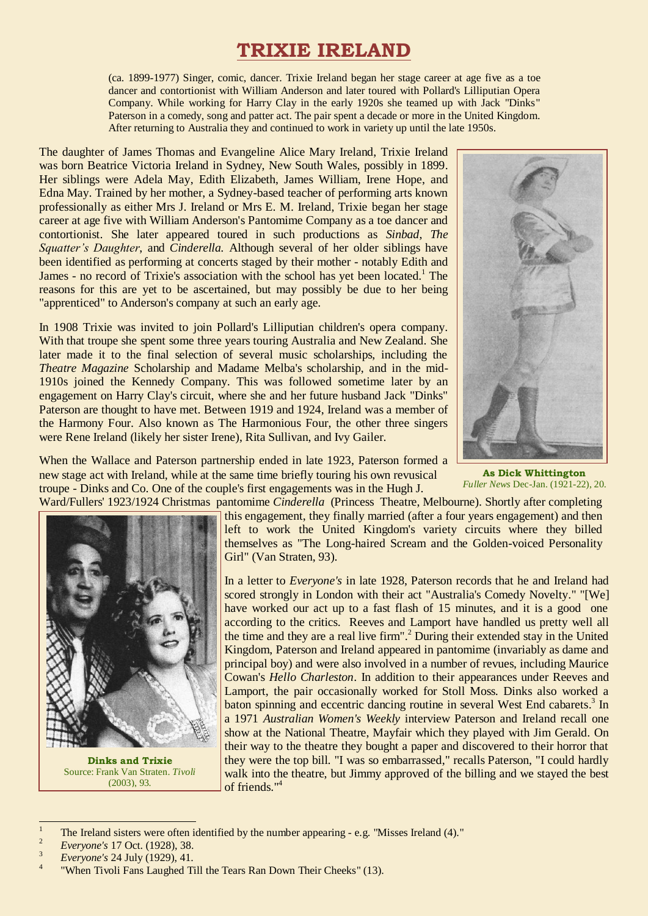# TRIXIE IRELAND

(ca. 1899-1977) Singer, comic, dancer. Trixie Ireland began her stage career at age five as a toe dancer and contortionist with William Anderson and later toured with Pollard's Lilliputian Opera Company. While working for Harry Clay in the early 1920s she teamed up with Jack "Dinks" Paterson in a comedy, song and patter act. The pair spent a decade or more in the United Kingdom. After returning to Australia they and continued to work in variety up until the late 1950s.

The daughter of James Thomas and Evangeline Alice Mary Ireland, Trixie Ireland was born Beatrice Victoria Ireland in Sydney, New South Wales, possibly in 1899. Her siblings were Adela May, Edith Elizabeth, James William, Irene Hope, and Edna May. Trained by her mother, a Sydney-based teacher of performing arts known professionally as either Mrs J. Ireland or Mrs E. M. Ireland, Trixie began her stage career at age five with William Anderson's Pantomime Company as a toe dancer and contortionist. She later appeared toured in such productions as *Sinbad*, *The Squatter's Daughter*, and *Cinderella.* Although several of her older siblings have been identified as performing at concerts staged by their mother - notably Edith and James - no record of Trixie's association with the school has yet been located.[1] The reasons for this are yet to be ascertained, but may possibly be due to her being "apprenticed" to Anderson's company at such an early age.

In 1908 Trixie was invited to join Pollard's Lilliputian children's opera company. With that troupe she spent some three years touring Australia and New Zealand. She later made it to the final selection of several music scholarships, including the *Theatre Magazine* Scholarship and Madame Melba's scholarship, and in the mid-1910s joined the Kennedy Company. This was followed sometime later by an engagement on Harry Clay's circuit, where she and her future husband Jack "Dinks" Paterson are thought to have met. Between 1919 and 1924, Ireland was a member of the Harmony Four. Also known as The Harmonious Four, the other three singers were Rene Ireland (likely her sister Irene), Rita Sullivan, and Ivy Gailer.

**As Dick Whittington**
*Fuller News* Dec-Jan. (1921-22), 20.

When the Wallace and Paterson partnership ended in late 1923, Paterson formed a new stage act with Ireland, while at the same time briefly touring his own revusical troupe - Dinks and Co. One of the couple's first engagements was in the Hugh J. Ward/Fullers' 1923/1924 Christmas pantomime *Cinderella* (Princess Theatre, Melbourne). Shortly after completing this engagement, they finally married (after a four years engagement) and then left to work the United Kingdom's variety circuits where they billed themselves as "The Long-haired Scream and the Golden-voiced Personality Girl" (Van Straten, 93).

**Dinks and Trixie**
Source: Frank Van Straten. *Tivoli* (2003), 93.

In a letter to *Everyone's* in late 1928, Paterson records that he and Ireland had scored strongly in London with their act "Australia's Comedy Novelty." "[We] have worked our act up to a fast flash of 15 minutes, and it is a good one according to the critics. Reeves and Lamport have handled us pretty well all the time and they are a real live firm".[2] During their extended stay in the United Kingdom, Paterson and Ireland appeared in pantomime (invariably as dame and principal boy) and were also involved in a number of revues, including Maurice Cowan's *Hello Charleston*. In addition to their appearances under Reeves and Lamport, the pair occasionally worked for Stoll Moss. Dinks also worked a baton spinning and eccentric dancing routine in several West End cabarets.[3] In a 1971 *Australian Women's Weekly* interview Paterson and Ireland recall one show at the National Theatre, Mayfair which they played with Jim Gerald. On their way to the theatre they bought a paper and discovered to their horror that they were the top bill. "I was so embarrassed," recalls Paterson, "I could hardly walk into the theatre, but Jimmy approved of the billing and we stayed the best of friends."[4]

---

1. The Ireland sisters were often identified by the number appearing - e.g. "Misses Ireland (4)."
2. *Everyone's* 17 Oct. (1928), 38.
3. *Everyone's* 24 July (1929), 41.
4. "When Tivoli Fans Laughed Till the Tears Ran Down Their Cheeks" (13).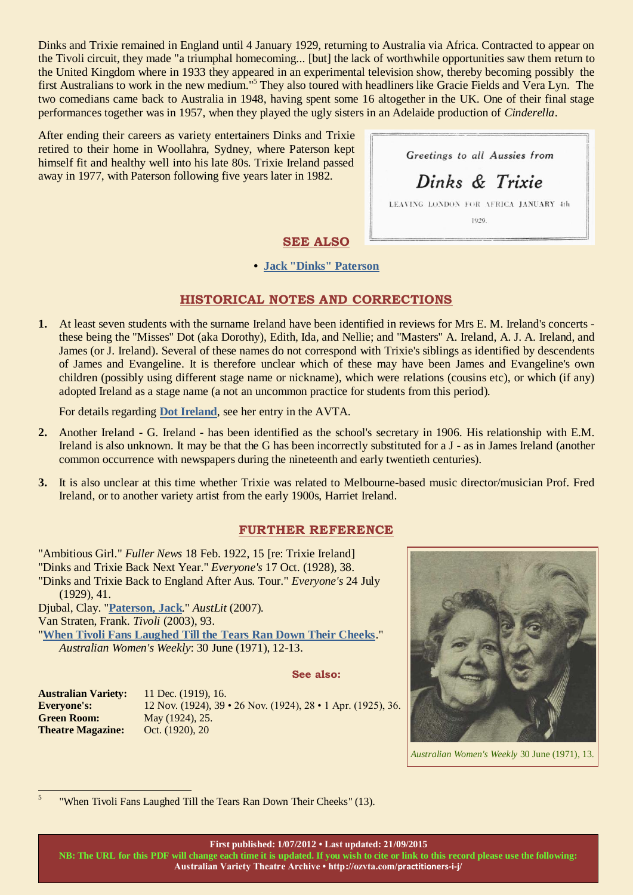Dinks and Trixie remained in England until 4 January 1929, returning to Australia via Africa. Contracted to appear on the Tivoli circuit, they made "a triumphal homecoming... [but] the lack of worthwhile opportunities saw them return to the United Kingdom where in 1933 they appeared in an experimental television show, thereby becoming possibly the first Australians to work in the new medium."[5] They also toured with headliners like Gracie Fields and Vera Lyn. The two comedians came back to Australia in 1948, having spent some 16 altogether in the UK. One of their final stage performances together was in 1957, when they played the ugly sisters in an Adelaide production of *Cinderella*.

After ending their careers as variety entertainers Dinks and Trixie retired to their home in Woollahra, Sydney, where Paterson kept himself fit and healthy well into his late 80s. Trixie Ireland passed away in 1977, with Paterson following five years later in 1982.

Greetings to all Aussies from

Dinks & Trixie

LEAVING LONDON FOR AFRICA JANUARY 4th 1929.

## SEE ALSO

- **Jack "Dinks" Paterson**

## HISTORICAL NOTES AND CORRECTIONS

1. At least seven students with the surname Ireland have been identified in reviews for Mrs E. M. Ireland's concerts - these being the "Misses" Dot (aka Dorothy), Edith, Ida, and Nellie; and "Masters" A. Ireland, A. J. A. Ireland, and James (or J. Ireland). Several of these names do not correspond with Trixie's siblings as identified by descendents of James and Evangeline. It is therefore unclear which of these may have been James and Evangeline's own children (possibly using different stage name or nickname), which were relations (cousins etc), or which (if any) adopted Ireland as a stage name (a not an uncommon practice for students from this period).

   For details regarding **Dot Ireland**, see her entry in the AVTA.

2. Another Ireland - G. Ireland - has been identified as the school's secretary in 1906. His relationship with E.M. Ireland is also unknown. It may be that the G has been incorrectly substituted for a J - as in James Ireland (another common occurrence with newspapers during the nineteenth and early twentieth centuries).

3. It is also unclear at this time whether Trixie was related to Melbourne-based music director/musician Prof. Fred Ireland, or to another variety artist from the early 1900s, Harriet Ireland.

## FURTHER REFERENCE

"Ambitious Girl." *Fuller News* 18 Feb. 1922, 15 [re: Trixie Ireland]
"Dinks and Trixie Back Next Year." *Everyone's* 17 Oct. (1928), 38.
"Dinks and Trixie Back to England After Aus. Tour." *Everyone's* 24 July (1929), 41.
Djubal, Clay. "**Paterson, Jack**." *AustLit* (2007).
Van Straten, Frank. *Tivoli* (2003), 93.
"**When Tivoli Fans Laughed Till the Tears Ran Down Their Cheeks**." *Australian Women's Weekly*: 30 June (1971), 12-13.

**See also:**

| | |
|---|---|
| **Australian Variety:** | 11 Dec. (1919), 16. |
| **Everyone's:** | 12 Nov. (1924), 39 • 26 Nov. (1924), 28 • 1 Apr. (1925), 36. |
| **Green Room:** | May (1924), 25. |
| **Theatre Magazine:** | Oct. (1920), 20 |

*Australian Women's Weekly* 30 June (1971), 13.

[5] "When Tivoli Fans Laughed Till the Tears Ran Down Their Cheeks" (13).

**First published: 1/07/2012 • Last updated: 21/09/2015**
**NB: The URL for this PDF will change each time it is updated. If you wish to cite or link to this record please use the following: Australian Variety Theatre Archive • http://ozvta.com/practitioners-i-j/**